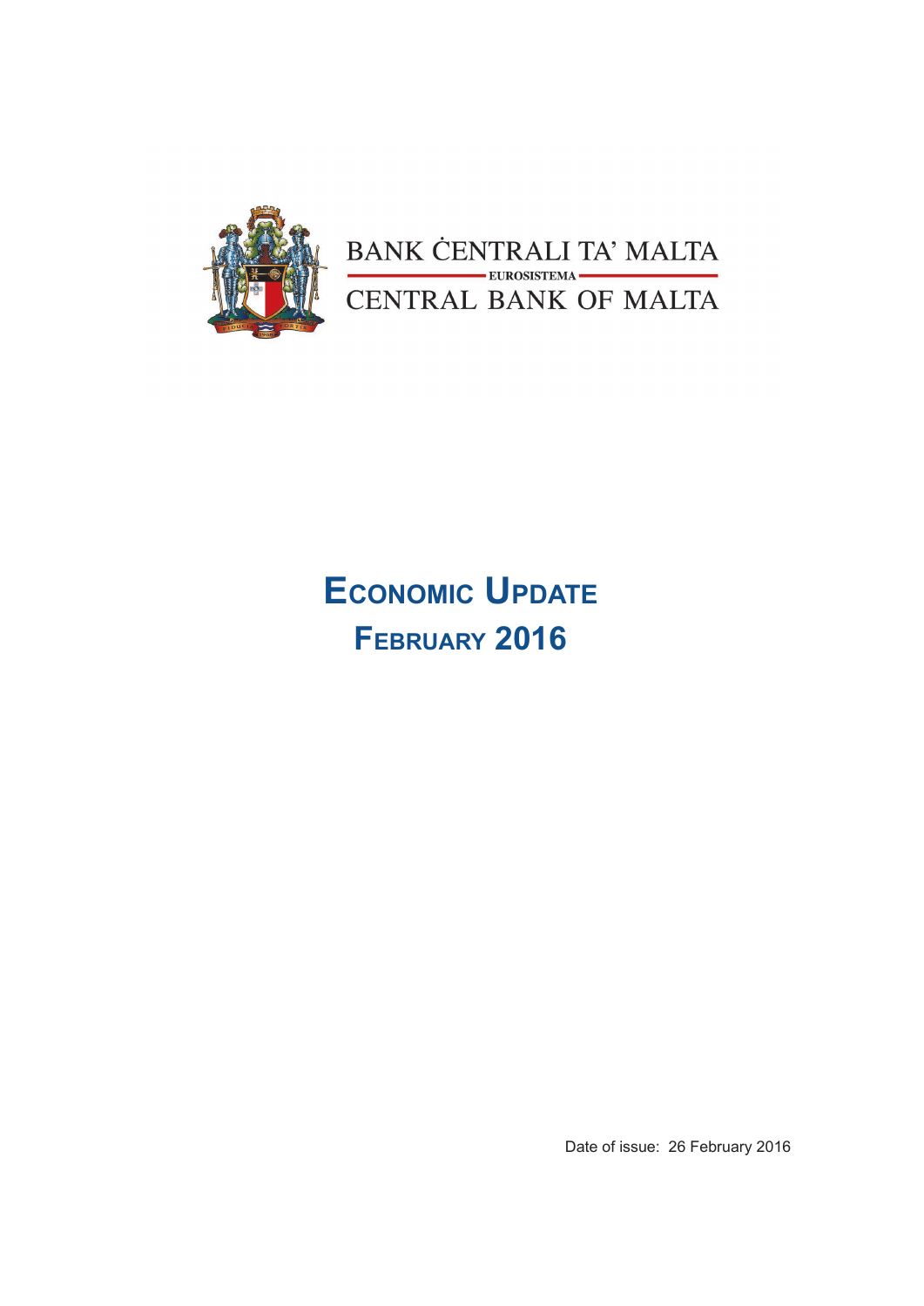BANK ĊENTRALI TA' MALTA

EUROSISTEMA

CENTRAL BANK OF MALTA

# Economic Update
# February 2016

Date of issue: 26 February 2016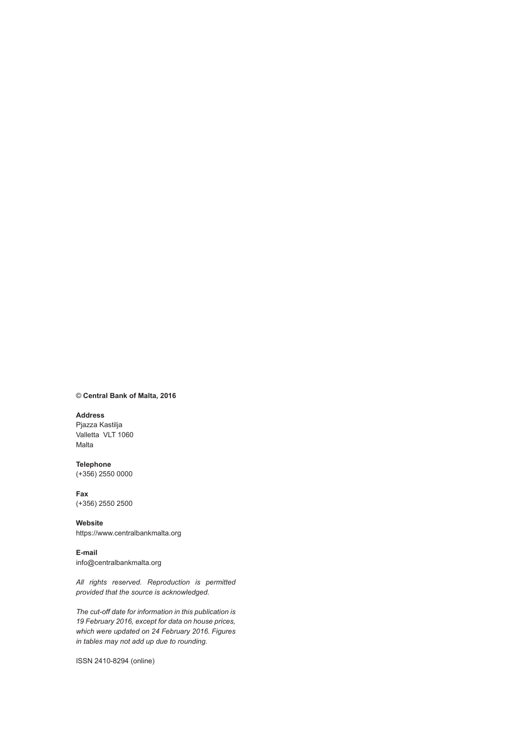© **Central Bank of Malta, 2016**

**Address**
Pjazza Kastilja
Valletta VLT 1060
Malta

**Telephone**
(+356) 2550 0000

**Fax**
(+356) 2550 2500

**Website**
https://www.centralbankmalta.org

**E-mail**
info@centralbankmalta.org

*All rights reserved. Reproduction is permitted provided that the source is acknowledged.*

*The cut-off date for information in this publication is 19 February 2016, except for data on house prices, which were updated on 24 February 2016. Figures in tables may not add up due to rounding.*

ISSN 2410-8294 (online)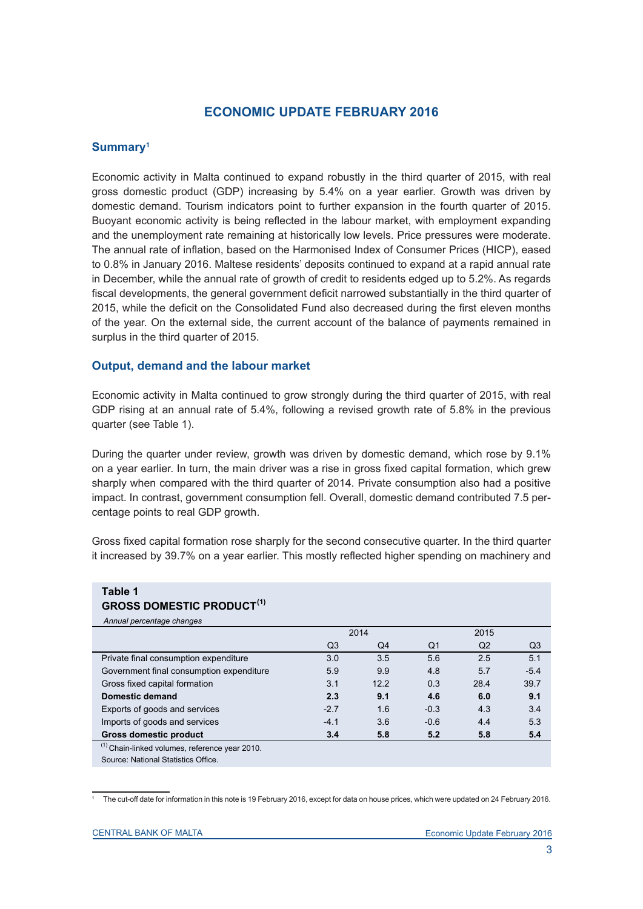# ECONOMIC UPDATE FEBRUARY 2016

## Summary[1]

Economic activity in Malta continued to expand robustly in the third quarter of 2015, with real gross domestic product (GDP) increasing by 5.4% on a year earlier. Growth was driven by domestic demand. Tourism indicators point to further expansion in the fourth quarter of 2015. Buoyant economic activity is being reflected in the labour market, with employment expanding and the unemployment rate remaining at historically low levels. Price pressures were moderate. The annual rate of inflation, based on the Harmonised Index of Consumer Prices (HICP), eased to 0.8% in January 2016. Maltese residents' deposits continued to expand at a rapid annual rate in December, while the annual rate of growth of credit to residents edged up to 5.2%. As regards fiscal developments, the general government deficit narrowed substantially in the third quarter of 2015, while the deficit on the Consolidated Fund also decreased during the first eleven months of the year. On the external side, the current account of the balance of payments remained in surplus in the third quarter of 2015.

## Output, demand and the labour market

Economic activity in Malta continued to grow strongly during the third quarter of 2015, with real GDP rising at an annual rate of 5.4%, following a revised growth rate of 5.8% in the previous quarter (see Table 1).

During the quarter under review, growth was driven by domestic demand, which rose by 9.1% on a year earlier. In turn, the main driver was a rise in gross fixed capital formation, which grew sharply when compared with the third quarter of 2014. Private consumption also had a positive impact. In contrast, government consumption fell. Overall, domestic demand contributed 7.5 percentage points to real GDP growth.

Gross fixed capital formation rose sharply for the second consecutive quarter. In the third quarter it increased by 39.7% on a year earlier. This mostly reflected higher spending on machinery and

**Table 1**
**GROSS DOMESTIC PRODUCT[(1)]**
*Annual percentage changes*

| | 2014 | | 2015 | | |
|---|---|---|---|---|---|
| | Q3 | Q4 | Q1 | Q2 | Q3 |
| Private final consumption expenditure | 3.0 | 3.5 | 5.6 | 2.5 | 5.1 |
| Government final consumption expenditure | 5.9 | 9.9 | 4.8 | 5.7 | -5.4 |
| Gross fixed capital formation | 3.1 | 12.2 | 0.3 | 28.4 | 39.7 |
| **Domestic demand** | **2.3** | **9.1** | **4.6** | **6.0** | **9.1** |
| Exports of goods and services | -2.7 | 1.6 | -0.3 | 4.3 | 3.4 |
| Imports of goods and services | -4.1 | 3.6 | -0.6 | 4.4 | 5.3 |
| **Gross domestic product** | **3.4** | **5.8** | **5.2** | **5.8** | **5.4** |

[(1)] Chain-linked volumes, reference year 2010.
Source: National Statistics Office.

[1] The cut-off date for information in this note is 19 February 2016, except for data on house prices, which were updated on 24 February 2016.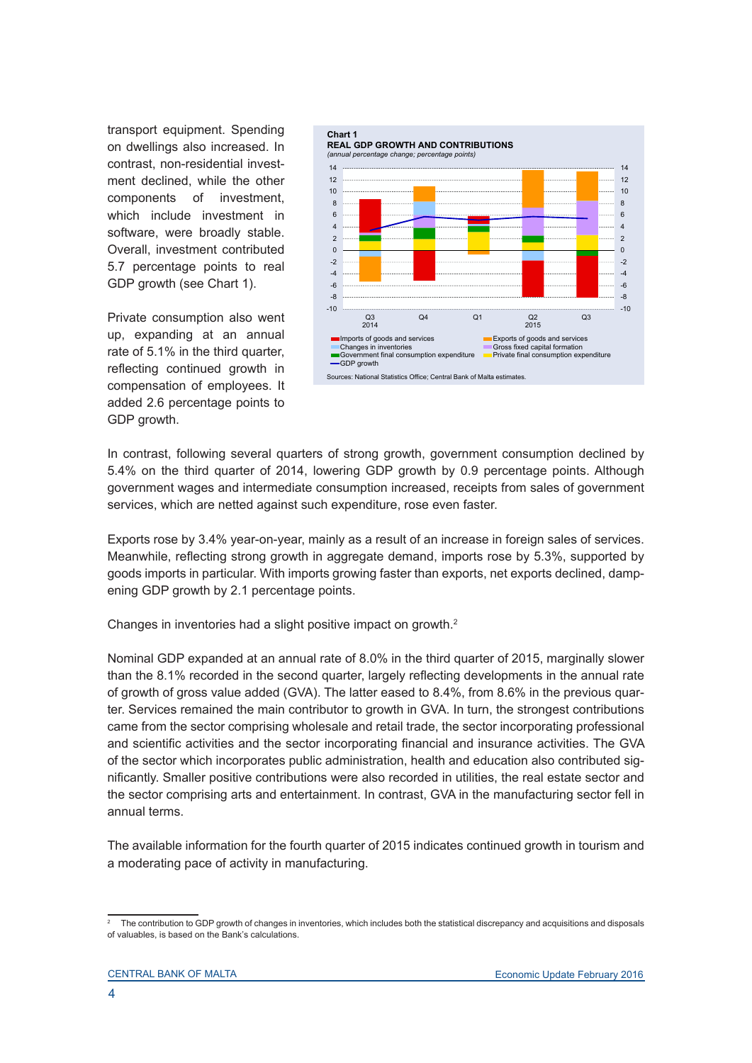transport equipment. Spending on dwellings also increased. In contrast, non-residential investment declined, while the other components of investment, which include investment in software, were broadly stable. Overall, investment contributed 5.7 percentage points to real GDP growth (see Chart 1).

Private consumption also went up, expanding at an annual rate of 5.1% in the third quarter, reflecting continued growth in compensation of employees. It added 2.6 percentage points to GDP growth.

**Chart 1**
**REAL GDP GROWTH AND CONTRIBUTIONS**
*(annual percentage change; percentage points)*

Sources: National Statistics Office; Central Bank of Malta estimates.

In contrast, following several quarters of strong growth, government consumption declined by 5.4% on the third quarter of 2014, lowering GDP growth by 0.9 percentage points. Although government wages and intermediate consumption increased, receipts from sales of government services, which are netted against such expenditure, rose even faster.

Exports rose by 3.4% year-on-year, mainly as a result of an increase in foreign sales of services. Meanwhile, reflecting strong growth in aggregate demand, imports rose by 5.3%, supported by goods imports in particular. With imports growing faster than exports, net exports declined, dampening GDP growth by 2.1 percentage points.

Changes in inventories had a slight positive impact on growth.[2]

Nominal GDP expanded at an annual rate of 8.0% in the third quarter of 2015, marginally slower than the 8.1% recorded in the second quarter, largely reflecting developments in the annual rate of growth of gross value added (GVA). The latter eased to 8.4%, from 8.6% in the previous quarter. Services remained the main contributor to growth in GVA. In turn, the strongest contributions came from the sector comprising wholesale and retail trade, the sector incorporating professional and scientific activities and the sector incorporating financial and insurance activities. The GVA of the sector which incorporates public administration, health and education also contributed significantly. Smaller positive contributions were also recorded in utilities, the real estate sector and the sector comprising arts and entertainment. In contrast, GVA in the manufacturing sector fell in annual terms.

The available information for the fourth quarter of 2015 indicates continued growth in tourism and a moderating pace of activity in manufacturing.

---

[2] The contribution to GDP growth of changes in inventories, which includes both the statistical discrepancy and acquisitions and disposals of valuables, is based on the Bank's calculations.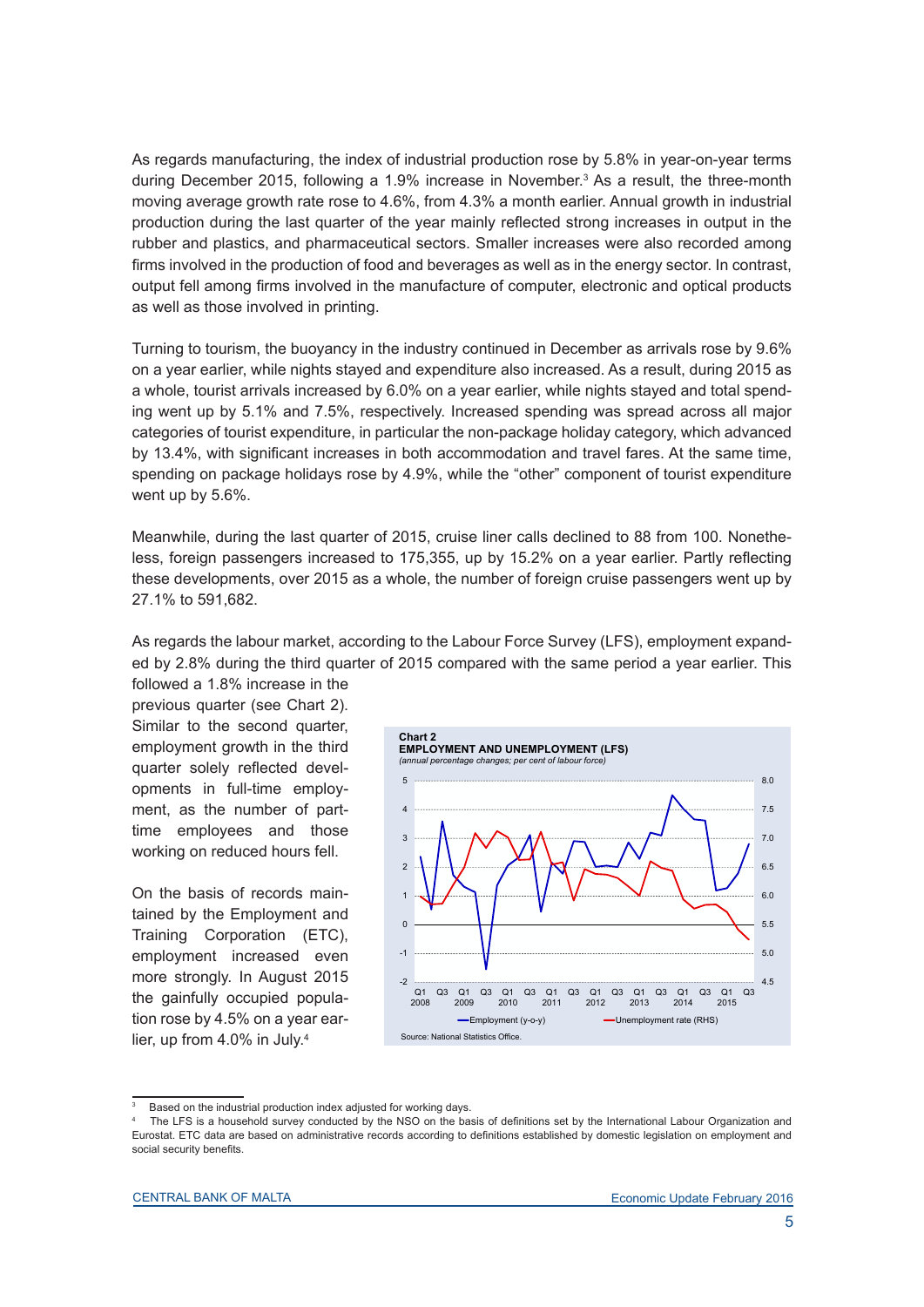As regards manufacturing, the index of industrial production rose by 5.8% in year-on-year terms during December 2015, following a 1.9% increase in November.[3] As a result, the three-month moving average growth rate rose to 4.6%, from 4.3% a month earlier. Annual growth in industrial production during the last quarter of the year mainly reflected strong increases in output in the rubber and plastics, and pharmaceutical sectors. Smaller increases were also recorded among firms involved in the production of food and beverages as well as in the energy sector. In contrast, output fell among firms involved in the manufacture of computer, electronic and optical products as well as those involved in printing.

Turning to tourism, the buoyancy in the industry continued in December as arrivals rose by 9.6% on a year earlier, while nights stayed and expenditure also increased. As a result, during 2015 as a whole, tourist arrivals increased by 6.0% on a year earlier, while nights stayed and total spending went up by 5.1% and 7.5%, respectively. Increased spending was spread across all major categories of tourist expenditure, in particular the non-package holiday category, which advanced by 13.4%, with significant increases in both accommodation and travel fares. At the same time, spending on package holidays rose by 4.9%, while the "other" component of tourist expenditure went up by 5.6%.

Meanwhile, during the last quarter of 2015, cruise liner calls declined to 88 from 100. Nonetheless, foreign passengers increased to 175,355, up by 15.2% on a year earlier. Partly reflecting these developments, over 2015 as a whole, the number of foreign cruise passengers went up by 27.1% to 591,682.

As regards the labour market, according to the Labour Force Survey (LFS), employment expanded by 2.8% during the third quarter of 2015 compared with the same period a year earlier. This followed a 1.8% increase in the previous quarter (see Chart 2). Similar to the second quarter, employment growth in the third quarter solely reflected developments in full-time employment, as the number of part-time employees and those working on reduced hours fell.

On the basis of records maintained by the Employment and Training Corporation (ETC), employment increased even more strongly. In August 2015 the gainfully occupied population rose by 4.5% on a year earlier, up from 4.0% in July.[4]

**Chart 2**
**EMPLOYMENT AND UNEMPLOYMENT (LFS)**
*(annual percentage changes; per cent of labour force)*

Employment (y-o-y); Unemployment rate (RHS)

Source: National Statistics Office.

---

[3] Based on the industrial production index adjusted for working days.

[4] The LFS is a household survey conducted by the NSO on the basis of definitions set by the International Labour Organization and Eurostat. ETC data are based on administrative records according to definitions established by domestic legislation on employment and social security benefits.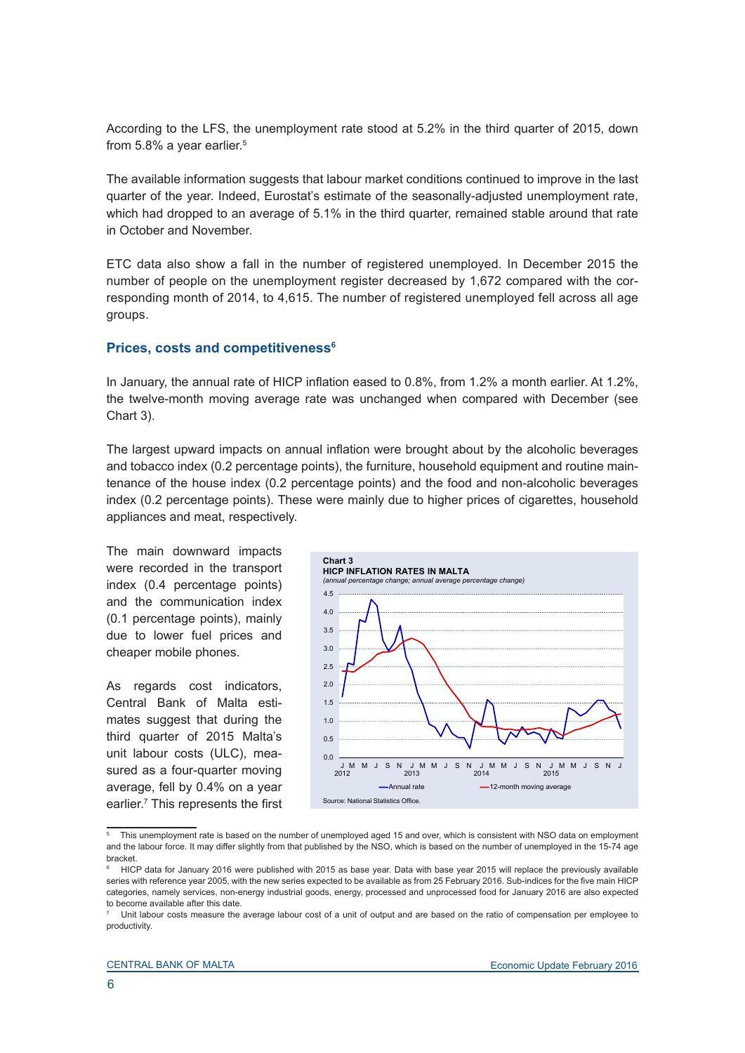According to the LFS, the unemployment rate stood at 5.2% in the third quarter of 2015, down from 5.8% a year earlier.[5]

The available information suggests that labour market conditions continued to improve in the last quarter of the year. Indeed, Eurostat's estimate of the seasonally-adjusted unemployment rate, which had dropped to an average of 5.1% in the third quarter, remained stable around that rate in October and November.

ETC data also show a fall in the number of registered unemployed. In December 2015 the number of people on the unemployment register decreased by 1,672 compared with the corresponding month of 2014, to 4,615. The number of registered unemployed fell across all age groups.

### Prices, costs and competitiveness[6]

In January, the annual rate of HICP inflation eased to 0.8%, from 1.2% a month earlier. At 1.2%, the twelve-month moving average rate was unchanged when compared with December (see Chart 3).

The largest upward impacts on annual inflation were brought about by the alcoholic beverages and tobacco index (0.2 percentage points), the furniture, household equipment and routine maintenance of the house index (0.2 percentage points) and the food and non-alcoholic beverages index (0.2 percentage points). These were mainly due to higher prices of cigarettes, household appliances and meat, respectively.

The main downward impacts were recorded in the transport index (0.4 percentage points) and the communication index (0.1 percentage points), mainly due to lower fuel prices and cheaper mobile phones.

As regards cost indicators, Central Bank of Malta estimates suggest that during the third quarter of 2015 Malta's unit labour costs (ULC), measured as a four-quarter moving average, fell by 0.4% on a year earlier.[7] This represents the first

**Chart 3**
**HICP INFLATION RATES IN MALTA**
*(annual percentage change; annual average percentage change)*

Annual rate — 12-month moving average

Source: National Statistics Office.

---

[5] This unemployment rate is based on the number of unemployed aged 15 and over, which is consistent with NSO data on employment and the labour force. It may differ slightly from that published by the NSO, which is based on the number of unemployed in the 15-74 age bracket.

[6] HICP data for January 2016 were published with 2015 as base year. Data with base year 2015 will replace the previously available series with reference year 2005, with the new series expected to be available as from 25 February 2016. Sub-indices for the five main HICP categories, namely services, non-energy industrial goods, energy, processed and unprocessed food for January 2016 are also expected to become available after this date.

[7] Unit labour costs measure the average labour cost of a unit of output and are based on the ratio of compensation per employee to productivity.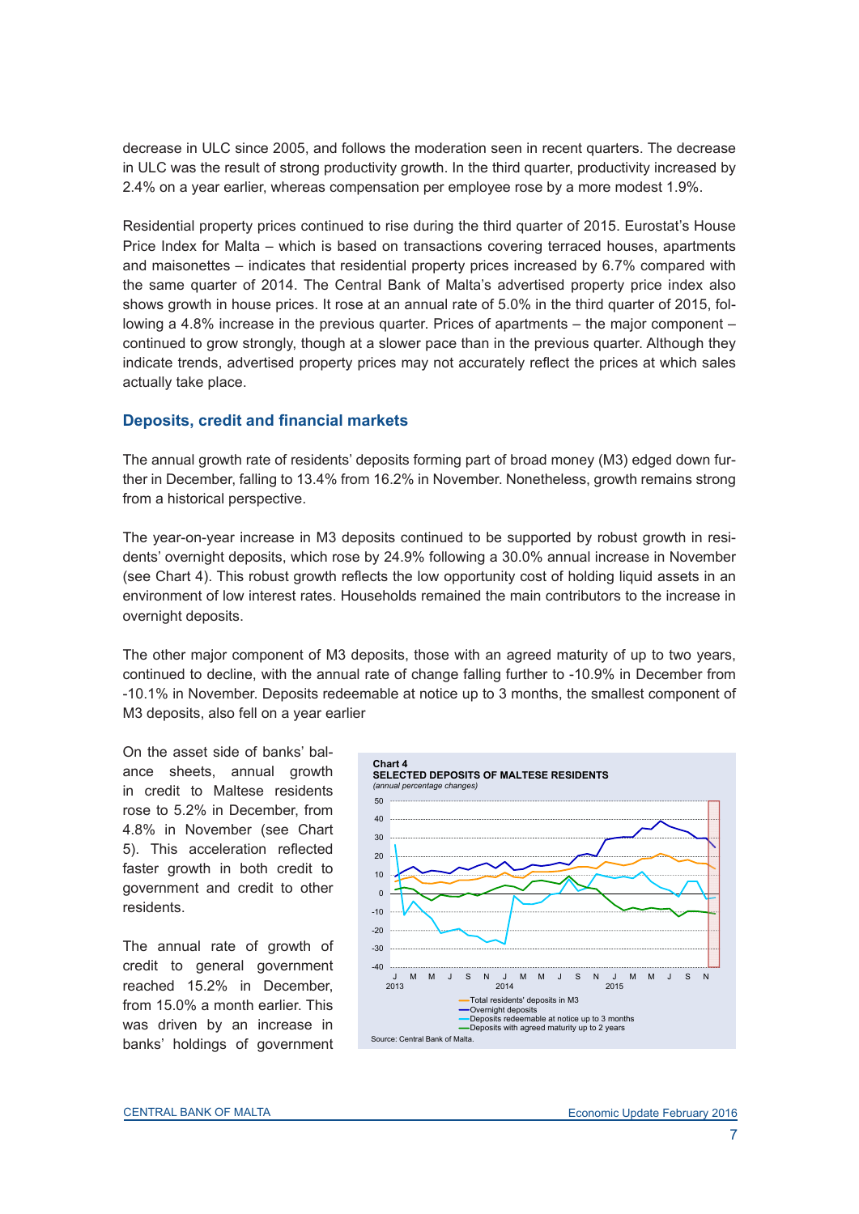decrease in ULC since 2005, and follows the moderation seen in recent quarters. The decrease in ULC was the result of strong productivity growth. In the third quarter, productivity increased by 2.4% on a year earlier, whereas compensation per employee rose by a more modest 1.9%.

Residential property prices continued to rise during the third quarter of 2015. Eurostat's House Price Index for Malta – which is based on transactions covering terraced houses, apartments and maisonettes – indicates that residential property prices increased by 6.7% compared with the same quarter of 2014. The Central Bank of Malta's advertised property price index also shows growth in house prices. It rose at an annual rate of 5.0% in the third quarter of 2015, following a 4.8% increase in the previous quarter. Prices of apartments – the major component – continued to grow strongly, though at a slower pace than in the previous quarter. Although they indicate trends, advertised property prices may not accurately reflect the prices at which sales actually take place.

## Deposits, credit and financial markets

The annual growth rate of residents' deposits forming part of broad money (M3) edged down further in December, falling to 13.4% from 16.2% in November. Nonetheless, growth remains strong from a historical perspective.

The year-on-year increase in M3 deposits continued to be supported by robust growth in residents' overnight deposits, which rose by 24.9% following a 30.0% annual increase in November (see Chart 4). This robust growth reflects the low opportunity cost of holding liquid assets in an environment of low interest rates. Households remained the main contributors to the increase in overnight deposits.

The other major component of M3 deposits, those with an agreed maturity of up to two years, continued to decline, with the annual rate of change falling further to -10.9% in December from -10.1% in November. Deposits redeemable at notice up to 3 months, the smallest component of M3 deposits, also fell on a year earlier

On the asset side of banks' balance sheets, annual growth in credit to Maltese residents rose to 5.2% in December, from 4.8% in November (see Chart 5). This acceleration reflected faster growth in both credit to government and credit to other residents.

The annual rate of growth of credit to general government reached 15.2% in December, from 15.0% a month earlier. This was driven by an increase in banks' holdings of government

**Chart 4**
**SELECTED DEPOSITS OF MALTESE RESIDENTS**
*(annual percentage changes)*

Total residents' deposits in M3; Overnight deposits; Deposits redeemable at notice up to 3 months; Deposits with agreed maturity up to 2 years

Source: Central Bank of Malta.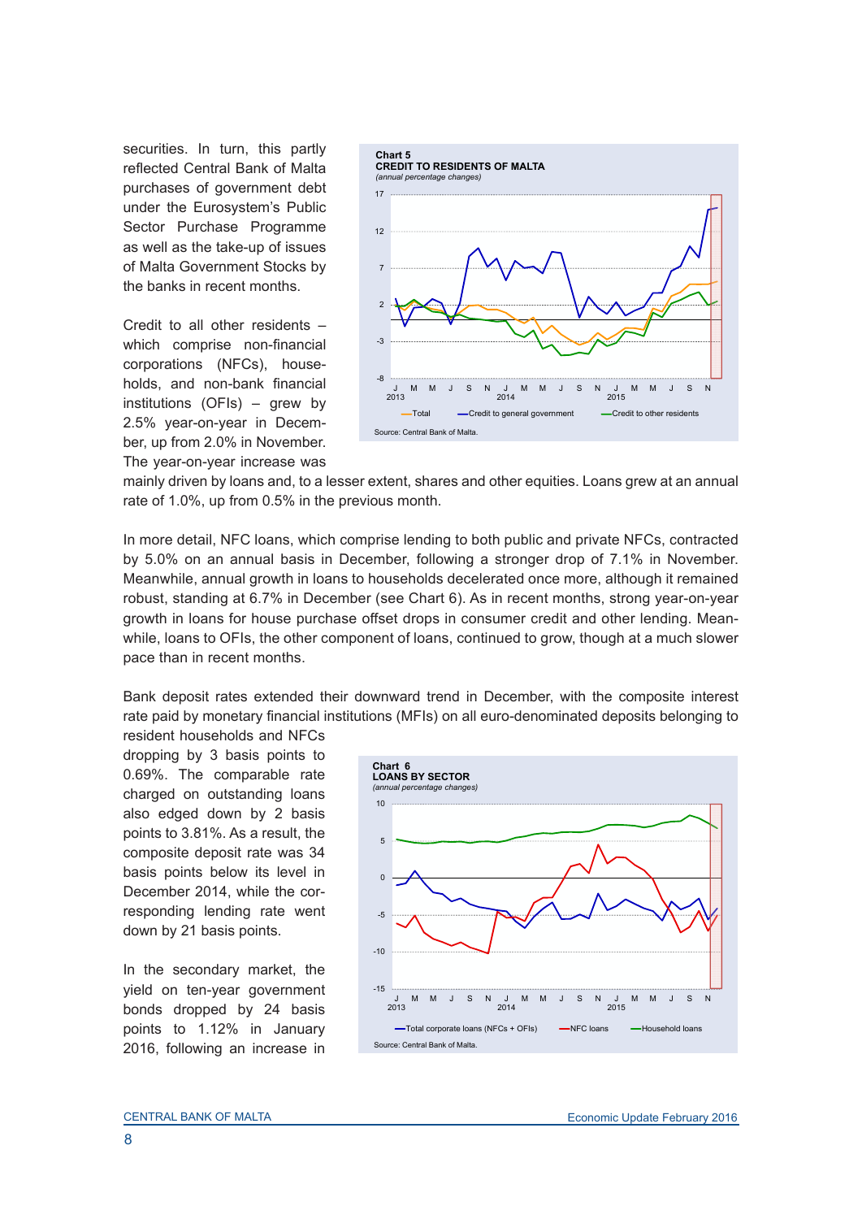securities. In turn, this partly reflected Central Bank of Malta purchases of government debt under the Eurosystem's Public Sector Purchase Programme as well as the take-up of issues of Malta Government Stocks by the banks in recent months.

Credit to all other residents – which comprise non-financial corporations (NFCs), households, and non-bank financial institutions (OFIs) – grew by 2.5% year-on-year in December, up from 2.0% in November. The year-on-year increase was mainly driven by loans and, to a lesser extent, shares and other equities. Loans grew at an annual rate of 1.0%, up from 0.5% in the previous month.

**Chart 5**
**CREDIT TO RESIDENTS OF MALTA**
*(annual percentage changes)*

Total; Credit to general government; Credit to other residents

Source: Central Bank of Malta.

In more detail, NFC loans, which comprise lending to both public and private NFCs, contracted by 5.0% on an annual basis in December, following a stronger drop of 7.1% in November. Meanwhile, annual growth in loans to households decelerated once more, although it remained robust, standing at 6.7% in December (see Chart 6). As in recent months, strong year-on-year growth in loans for house purchase offset drops in consumer credit and other lending. Meanwhile, loans to OFIs, the other component of loans, continued to grow, though at a much slower pace than in recent months.

Bank deposit rates extended their downward trend in December, with the composite interest rate paid by monetary financial institutions (MFIs) on all euro-denominated deposits belonging to resident households and NFCs dropping by 3 basis points to 0.69%. The comparable rate charged on outstanding loans also edged down by 2 basis points to 3.81%. As a result, the composite deposit rate was 34 basis points below its level in December 2014, while the corresponding lending rate went down by 21 basis points.

**Chart 6**
**LOANS BY SECTOR**
*(annual percentage changes)*

Total corporate loans (NFCs + OFIs); NFC loans; Household loans

Source: Central Bank of Malta.

In the secondary market, the yield on ten-year government bonds dropped by 24 basis points to 1.12% in January 2016, following an increase in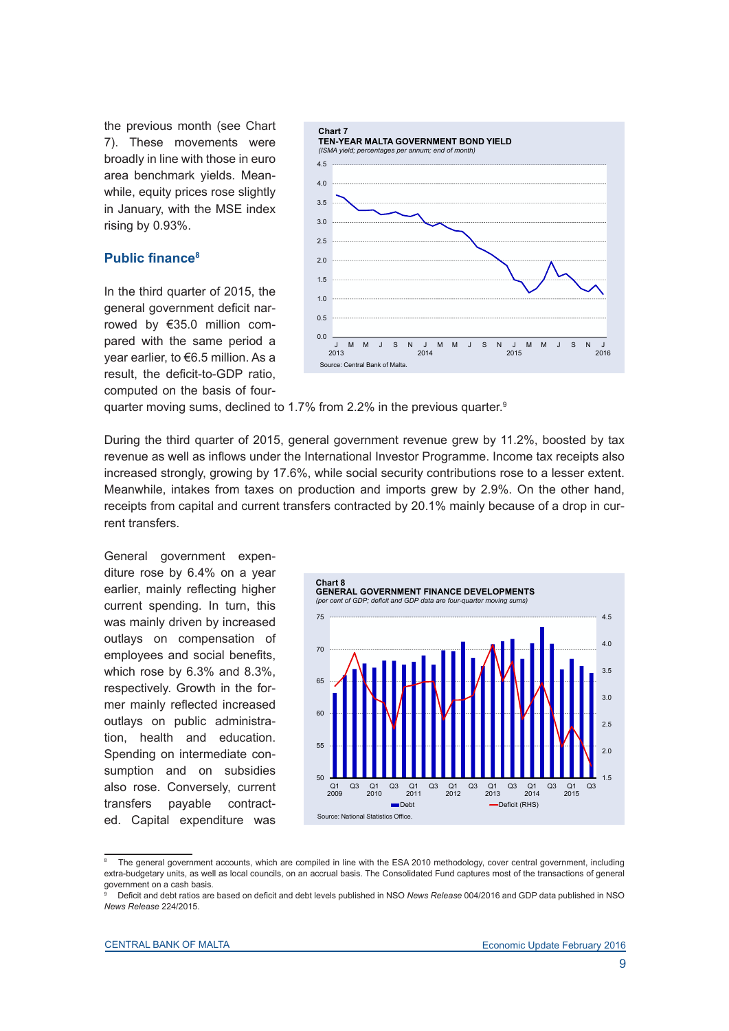the previous month (see Chart 7). These movements were broadly in line with those in euro area benchmark yields. Meanwhile, equity prices rose slightly in January, with the MSE index rising by 0.93%.

**Chart 7**
**TEN-YEAR MALTA GOVERNMENT BOND YIELD**
*(ISMA yield; percentages per annum; end of month)*

Source: Central Bank of Malta.

## Public finance[8]

In the third quarter of 2015, the general government deficit narrowed by €35.0 million compared with the same period a year earlier, to €6.5 million. As a result, the deficit-to-GDP ratio, computed on the basis of four-quarter moving sums, declined to 1.7% from 2.2% in the previous quarter.[9]

During the third quarter of 2015, general government revenue grew by 11.2%, boosted by tax revenue as well as inflows under the International Investor Programme. Income tax receipts also increased strongly, growing by 17.6%, while social security contributions rose to a lesser extent. Meanwhile, intakes from taxes on production and imports grew by 2.9%. On the other hand, receipts from capital and current transfers contracted by 20.1% mainly because of a drop in current transfers.

General government expenditure rose by 6.4% on a year earlier, mainly reflecting higher current spending. In turn, this was mainly driven by increased outlays on compensation of employees and social benefits, which rose by 6.3% and 8.3%, respectively. Growth in the former mainly reflected increased outlays on public administration, health and education. Spending on intermediate consumption and on subsidies also rose. Conversely, current transfers payable contracted. Capital expenditure was

**Chart 8**
**GENERAL GOVERNMENT FINANCE DEVELOPMENTS**
*(per cent of GDP; deficit and GDP data are four-quarter moving sums)*

Source: National Statistics Office.

---

[8] The general government accounts, which are compiled in line with the ESA 2010 methodology, cover central government, including extra-budgetary units, as well as local councils, on an accrual basis. The Consolidated Fund captures most of the transactions of general government on a cash basis.

[9] Deficit and debt ratios are based on deficit and debt levels published in NSO *News Release* 004/2016 and GDP data published in NSO *News Release* 224/2015.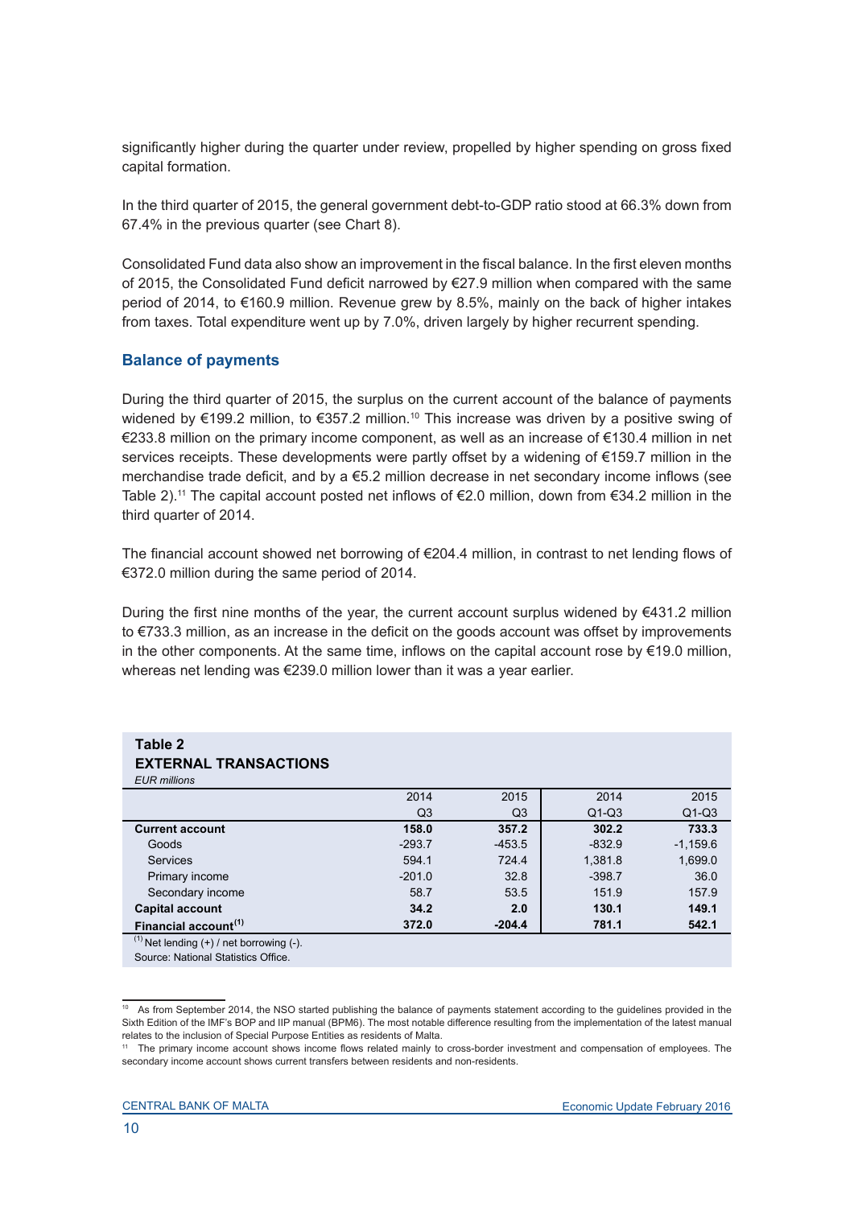significantly higher during the quarter under review, propelled by higher spending on gross fixed capital formation.

In the third quarter of 2015, the general government debt-to-GDP ratio stood at 66.3% down from 67.4% in the previous quarter (see Chart 8).

Consolidated Fund data also show an improvement in the fiscal balance. In the first eleven months of 2015, the Consolidated Fund deficit narrowed by €27.9 million when compared with the same period of 2014, to €160.9 million. Revenue grew by 8.5%, mainly on the back of higher intakes from taxes. Total expenditure went up by 7.0%, driven largely by higher recurrent spending.

## Balance of payments

During the third quarter of 2015, the surplus on the current account of the balance of payments widened by €199.2 million, to €357.2 million.[10] This increase was driven by a positive swing of €233.8 million on the primary income component, as well as an increase of €130.4 million in net services receipts. These developments were partly offset by a widening of €159.7 million in the merchandise trade deficit, and by a €5.2 million decrease in net secondary income inflows (see Table 2).[11] The capital account posted net inflows of €2.0 million, down from €34.2 million in the third quarter of 2014.

The financial account showed net borrowing of €204.4 million, in contrast to net lending flows of €372.0 million during the same period of 2014.

During the first nine months of the year, the current account surplus widened by €431.2 million to €733.3 million, as an increase in the deficit on the goods account was offset by improvements in the other components. At the same time, inflows on the capital account rose by €19.0 million, whereas net lending was €239.0 million lower than it was a year earlier.

**Table 2**
**EXTERNAL TRANSACTIONS**
*EUR millions*

| | 2014 | 2015 | 2014 | 2015 |
|---|---|---|---|---|
| | Q3 | Q3 | Q1-Q3 | Q1-Q3 |
| **Current account** | **158.0** | **357.2** | **302.2** | **733.3** |
| Goods | -293.7 | -453.5 | -832.9 | -1,159.6 |
| Services | 594.1 | 724.4 | 1,381.8 | 1,699.0 |
| Primary income | -201.0 | 32.8 | -398.7 | 36.0 |
| Secondary income | 58.7 | 53.5 | 151.9 | 157.9 |
| **Capital account** | **34.2** | **2.0** | **130.1** | **149.1** |
| **Financial account[(1)]** | **372.0** | **-204.4** | **781.1** | **542.1** |

[(1)] Net lending (+) / net borrowing (-).
Source: National Statistics Office.

[10] As from September 2014, the NSO started publishing the balance of payments statement according to the guidelines provided in the Sixth Edition of the IMF's BOP and IIP manual (BPM6). The most notable difference resulting from the implementation of the latest manual relates to the inclusion of Special Purpose Entities as residents of Malta.

[11] The primary income account shows income flows related mainly to cross-border investment and compensation of employees. The secondary income account shows current transfers between residents and non-residents.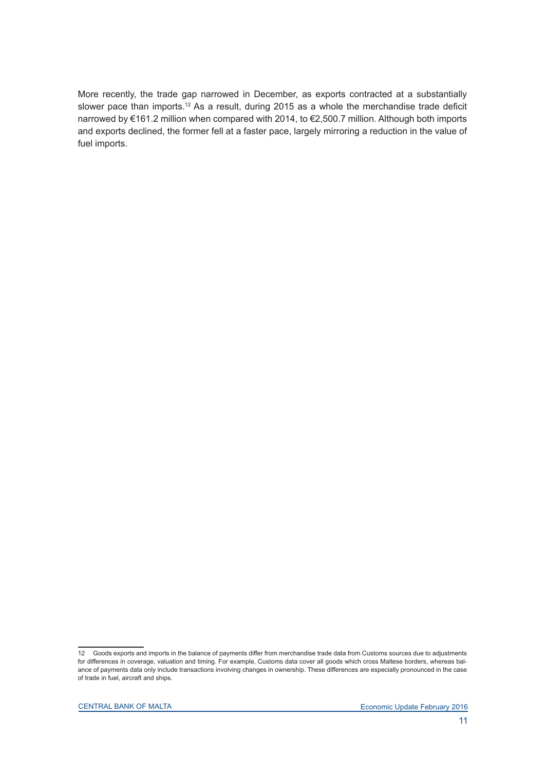More recently, the trade gap narrowed in December, as exports contracted at a substantially slower pace than imports.[12] As a result, during 2015 as a whole the merchandise trade deficit narrowed by €161.2 million when compared with 2014, to €2,500.7 million. Although both imports and exports declined, the former fell at a faster pace, largely mirroring a reduction in the value of fuel imports.

---

[12] Goods exports and imports in the balance of payments differ from merchandise trade data from Customs sources due to adjustments for differences in coverage, valuation and timing. For example, Customs data cover all goods which cross Maltese borders, whereas balance of payments data only include transactions involving changes in ownership. These differences are especially pronounced in the case of trade in fuel, aircraft and ships.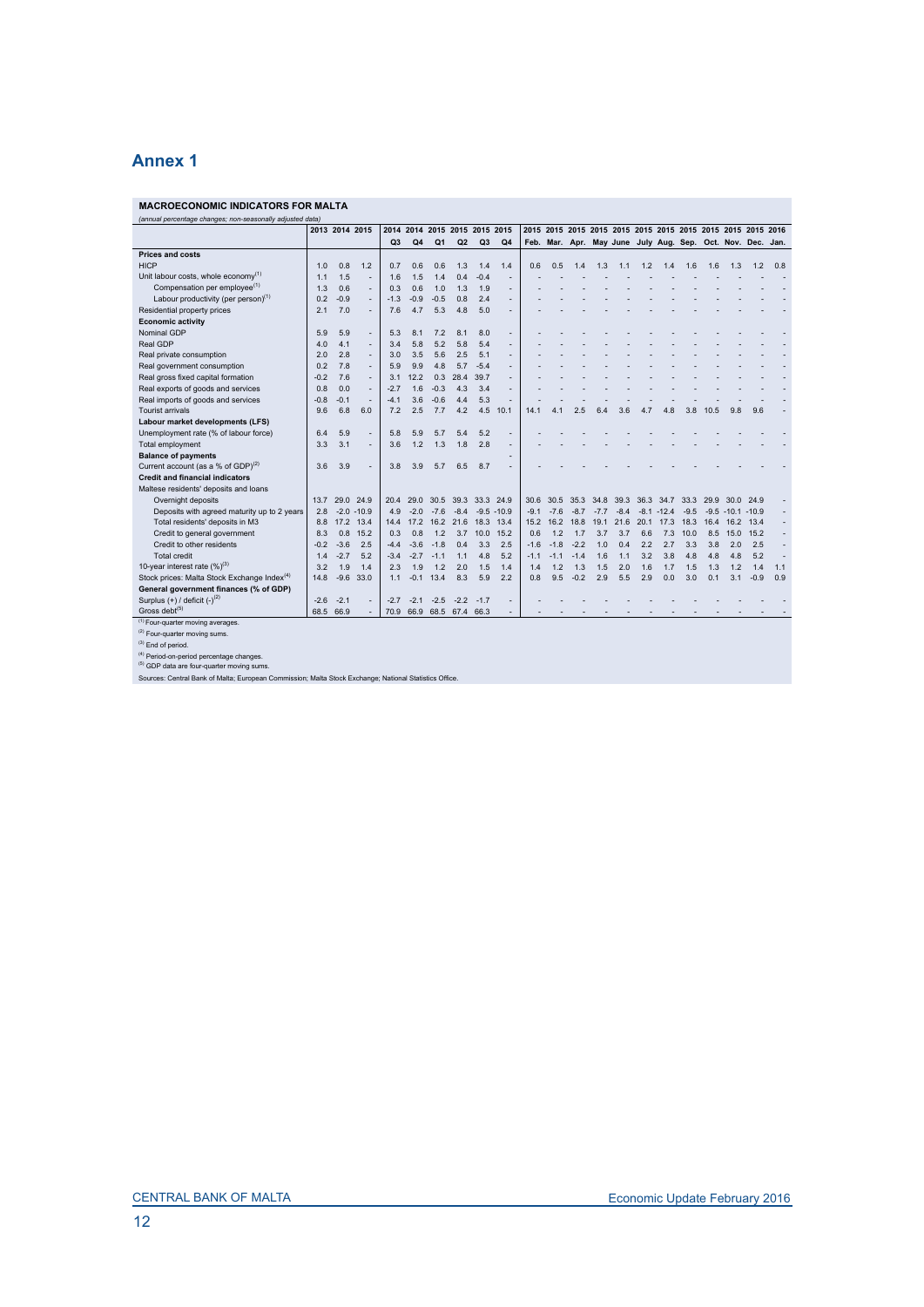# Annex 1

**MACROECONOMIC INDICATORS FOR MALTA**

*(annual percentage changes; non-seasonally adjusted data)*

| | 2013 | 2014 | 2015 | 2014 Q3 | 2014 Q4 | 2015 Q1 | 2015 Q2 | 2015 Q3 | 2015 Q4 | 2015 Feb. | 2015 Mar. | 2015 Apr. | 2015 May | 2015 June | 2015 July | 2015 Aug. | 2015 Sep. | 2015 Oct. | 2015 Nov. | 2015 Dec. | 2016 Jan. |
|---|---|---|---|---|---|---|---|---|---|---|---|---|---|---|---|---|---|---|---|---|---|
| **Prices and costs** | | | | | | | | | | | | | | | | | | | | | |
| HICP | 1.0 | 0.8 | 1.2 | 0.7 | 0.6 | 0.6 | 1.3 | 1.4 | 1.4 | 0.6 | 0.5 | 1.4 | 1.3 | 1.1 | 1.2 | 1.4 | 1.6 | 1.6 | 1.3 | 1.2 | 0.8 |
| Unit labour costs, whole economy[1] | 1.1 | 1.5 | - | 1.6 | 1.5 | 1.4 | 0.4 | -0.4 | - | - | - | - | - | - | - | - | - | - | - | - | - |
| Compensation per employee[1] | 1.3 | 0.6 | - | 0.3 | 0.6 | 1.0 | 1.3 | 1.9 | - | - | - | - | - | - | - | - | - | - | - | - | - |
| Labour productivity (per person)[1] | 0.2 | -0.9 | - | -1.3 | -0.9 | -0.5 | 0.8 | 2.4 | - | - | - | - | - | - | - | - | - | - | - | - | - |
| Residential property prices | 2.1 | 7.0 | - | 7.6 | 4.7 | 5.3 | 4.8 | 5.0 | - | - | - | - | - | - | - | - | - | - | - | - | - |
| **Economic activity** | | | | | | | | | | | | | | | | | | | | | |
| Nominal GDP | 5.9 | 5.9 | - | 5.3 | 8.1 | 7.2 | 8.1 | 8.0 | - | - | - | - | - | - | - | - | - | - | - | - | - |
| Real GDP | 4.0 | 4.1 | - | 3.4 | 5.8 | 5.2 | 5.8 | 5.4 | - | - | - | - | - | - | - | - | - | - | - | - | - |
| Real private consumption | 2.0 | 2.8 | - | 3.0 | 3.5 | 5.6 | 2.5 | 5.1 | - | - | - | - | - | - | - | - | - | - | - | - | - |
| Real government consumption | 0.2 | 7.8 | - | 5.9 | 9.9 | 4.8 | 5.7 | -5.4 | - | - | - | - | - | - | - | - | - | - | - | - | - |
| Real gross fixed capital formation | -0.2 | 7.6 | - | 3.1 | 12.2 | 0.3 | 28.4 | 39.7 | - | - | - | - | - | - | - | - | - | - | - | - | - |
| Real exports of goods and services | 0.8 | 0.0 | - | -2.7 | 1.6 | -0.3 | 4.3 | 3.4 | - | - | - | - | - | - | - | - | - | - | - | - | - |
| Real imports of goods and services | -0.8 | -0.1 | - | -4.1 | 3.6 | -0.6 | 4.4 | 5.3 | - | - | - | - | - | - | - | - | - | - | - | - | - |
| Tourist arrivals | 9.6 | 6.8 | 6.0 | 7.2 | 2.5 | 7.7 | 4.2 | 4.5 | 10.1 | 14.1 | 4.1 | 2.5 | 6.4 | 3.6 | 4.7 | 4.8 | 3.8 | 10.5 | 9.8 | 9.6 | - |
| **Labour market developments (LFS)** | | | | | | | | | | | | | | | | | | | | | |
| Unemployment rate (% of labour force) | 6.4 | 5.9 | - | 5.8 | 5.9 | 5.7 | 5.4 | 5.2 | - | - | - | - | - | - | - | - | - | - | - | - | - |
| Total employment | 3.3 | 3.1 | - | 3.6 | 1.2 | 1.3 | 1.8 | 2.8 | - | - | - | - | - | - | - | - | - | - | - | - | - |
| **Balance of payments** | | | | | | | | | - | | | | | | | | | | | | |
| Current account (as a % of GDP)[2] | 3.6 | 3.9 | - | 3.8 | 3.9 | 5.7 | 6.5 | 8.7 | - | - | - | - | - | - | - | - | - | - | - | - | - |
| **Credit and financial indicators** | | | | | | | | | | | | | | | | | | | | | |
| Maltese residents' deposits and loans | | | | | | | | | | | | | | | | | | | | | |
| Overnight deposits | 13.7 | 29.0 | 24.9 | 20.4 | 29.0 | 30.5 | 39.3 | 33.3 | 24.9 | 30.6 | 30.5 | 35.3 | 34.8 | 39.3 | 36.3 | 34.7 | 33.3 | 29.9 | 30.0 | 24.9 | - |
| Deposits with agreed maturity up to 2 years | 2.8 | -2.0 | -10.9 | 4.9 | -2.0 | -7.6 | -8.4 | -9.5 | -10.9 | -9.1 | -7.6 | -8.7 | -7.7 | -8.4 | -8.1 | -12.4 | -9.5 | -9.5 | -10.1 | -10.9 | - |
| Total residents' deposits in M3 | 8.8 | 17.2 | 13.4 | 14.4 | 17.2 | 16.2 | 21.6 | 18.3 | 13.4 | 15.2 | 16.2 | 18.8 | 19.1 | 21.6 | 20.1 | 17.3 | 18.3 | 16.4 | 16.2 | 13.4 | - |
| Credit to general government | 8.3 | 0.8 | 15.2 | 0.3 | 0.8 | 1.2 | 3.7 | 10.0 | 15.2 | 0.6 | 1.2 | 1.7 | 3.7 | 3.7 | 6.6 | 7.3 | 10.0 | 8.5 | 15.0 | 15.2 | - |
| Credit to other residents | -0.2 | -3.6 | 2.5 | -4.4 | -3.6 | -1.8 | 0.4 | 3.3 | 2.5 | -1.6 | -1.8 | -2.2 | 1.0 | 0.4 | 2.2 | 2.7 | 3.3 | 3.8 | 2.0 | 2.5 | - |
| Total credit | 1.4 | -2.7 | 5.2 | -3.4 | -2.7 | -1.1 | 1.1 | 4.8 | 5.2 | -1.1 | -1.1 | -1.4 | 1.6 | 1.1 | 3.2 | 3.8 | 4.8 | 4.8 | 4.8 | 5.2 | - |
| 10-year interest rate (%)[3] | 3.2 | 1.9 | 1.4 | 2.3 | 1.9 | 1.2 | 2.0 | 1.5 | 1.4 | 1.4 | 1.2 | 1.3 | 1.5 | 2.0 | 1.6 | 1.7 | 1.5 | 1.3 | 1.2 | 1.4 | 1.1 |
| Stock prices: Malta Stock Exchange Index[4] | 14.8 | -9.6 | 33.0 | 1.1 | -0.1 | 13.4 | 8.3 | 5.9 | 2.2 | 0.8 | 9.5 | -0.2 | 2.9 | 5.5 | 2.9 | 0.0 | 3.0 | 0.1 | 3.1 | -0.9 | 0.9 |
| **General government finances (% of GDP)** | | | | | | | | | | | | | | | | | | | | | |
| Surplus (+) / deficit (-)[2] | -2.6 | -2.1 | - | -2.7 | -2.1 | -2.5 | -2.2 | -1.7 | - | - | - | - | - | - | - | - | - | - | - | - | - |
| Gross debt[5] | 68.5 | 66.9 | - | 70.9 | 66.9 | 68.5 | 67.4 | 66.3 | - | - | - | - | - | - | - | - | - | - | - | - | - |

[1] Four-quarter moving averages.

[2] Four-quarter moving sums.

[3] End of period.

[4] Period-on-period percentage changes.

[5] GDP data are four-quarter moving sums.

Sources: Central Bank of Malta; European Commission; Malta Stock Exchange; National Statistics Office.